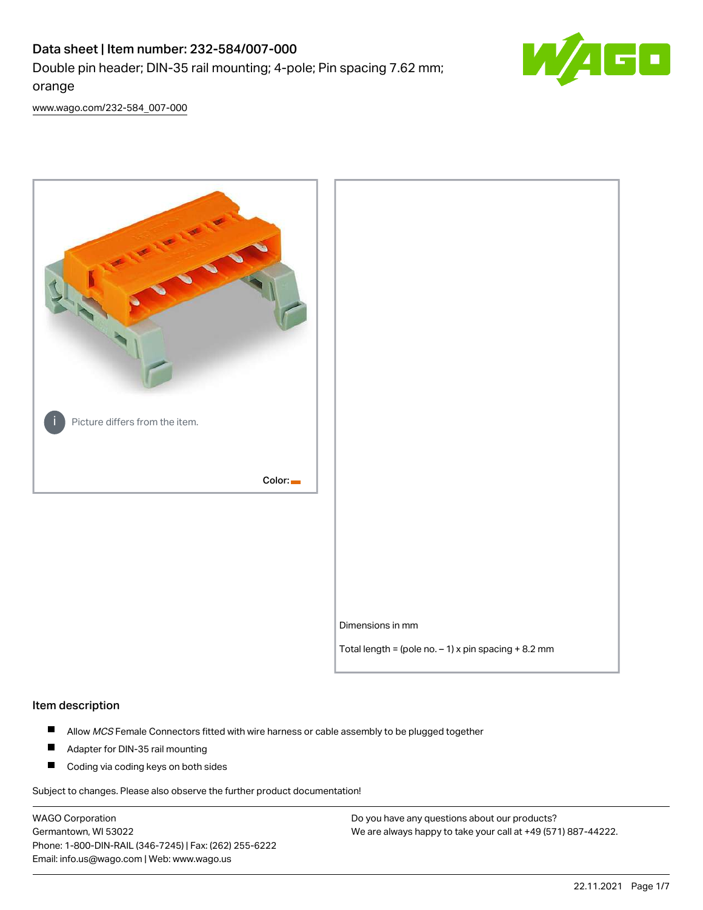# Data sheet | Item number: 232-584/007-000

Double pin header; DIN-35 rail mounting; 4-pole; Pin spacing 7.62 mm; orange

www.wago.com/232-584_007-000

Picture differs from the item.

Color:

Dimensions in mm

Total length = (pole no. – 1) x pin spacing + 8.2 mm

## Item description

- Allow *MCS* Female Connectors fitted with wire harness or cable assembly to be plugged together
- Adapter for DIN-35 rail mounting
- Coding via coding keys on both sides

Subject to changes. Please also observe the further product documentation!

WAGO Corporation
Germantown, WI 53022
Phone: 1-800-DIN-RAIL (346-7245) | Fax: (262) 255-6222
Email: info.us@wago.com | Web: www.wago.us

Do you have any questions about our products?
We are always happy to take your call at +49 (571) 887-44222.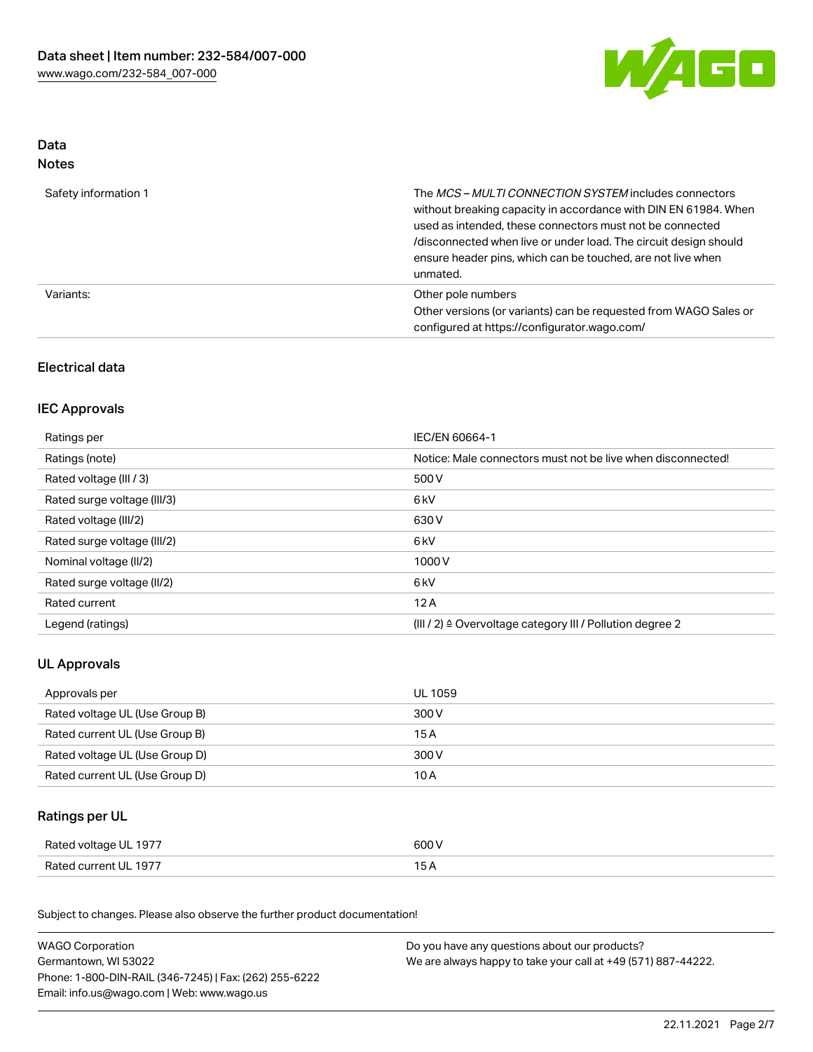# Data

## Notes

| | |
|---|---|
| Safety information 1 | The *MCS – MULTI CONNECTION SYSTEM* includes connectors without breaking capacity in accordance with DIN EN 61984. When used as intended, these connectors must not be connected /disconnected when live or under load. The circuit design should ensure header pins, which can be touched, are not live when unmated. |
| Variants: | Other pole numbers<br>Other versions (or variants) can be requested from WAGO Sales or configured at https://configurator.wago.com/ |

## Electrical data

### IEC Approvals

| | |
|---|---|
| Ratings per | IEC/EN 60664-1 |
| Ratings (note) | Notice: Male connectors must not be live when disconnected! |
| Rated voltage (III / 3) | 500 V |
| Rated surge voltage (III/3) | 6 kV |
| Rated voltage (III/2) | 630 V |
| Rated surge voltage (III/2) | 6 kV |
| Nominal voltage (II/2) | 1000 V |
| Rated surge voltage (II/2) | 6 kV |
| Rated current | 12 A |
| Legend (ratings) | (III / 2) ≙ Overvoltage category III / Pollution degree 2 |

### UL Approvals

| | |
|---|---|
| Approvals per | UL 1059 |
| Rated voltage UL (Use Group B) | 300 V |
| Rated current UL (Use Group B) | 15 A |
| Rated voltage UL (Use Group D) | 300 V |
| Rated current UL (Use Group D) | 10 A |

### Ratings per UL

| | |
|---|---|
| Rated voltage UL 1977 | 600 V |
| Rated current UL 1977 | 15 A |

Subject to changes. Please also observe the further product documentation!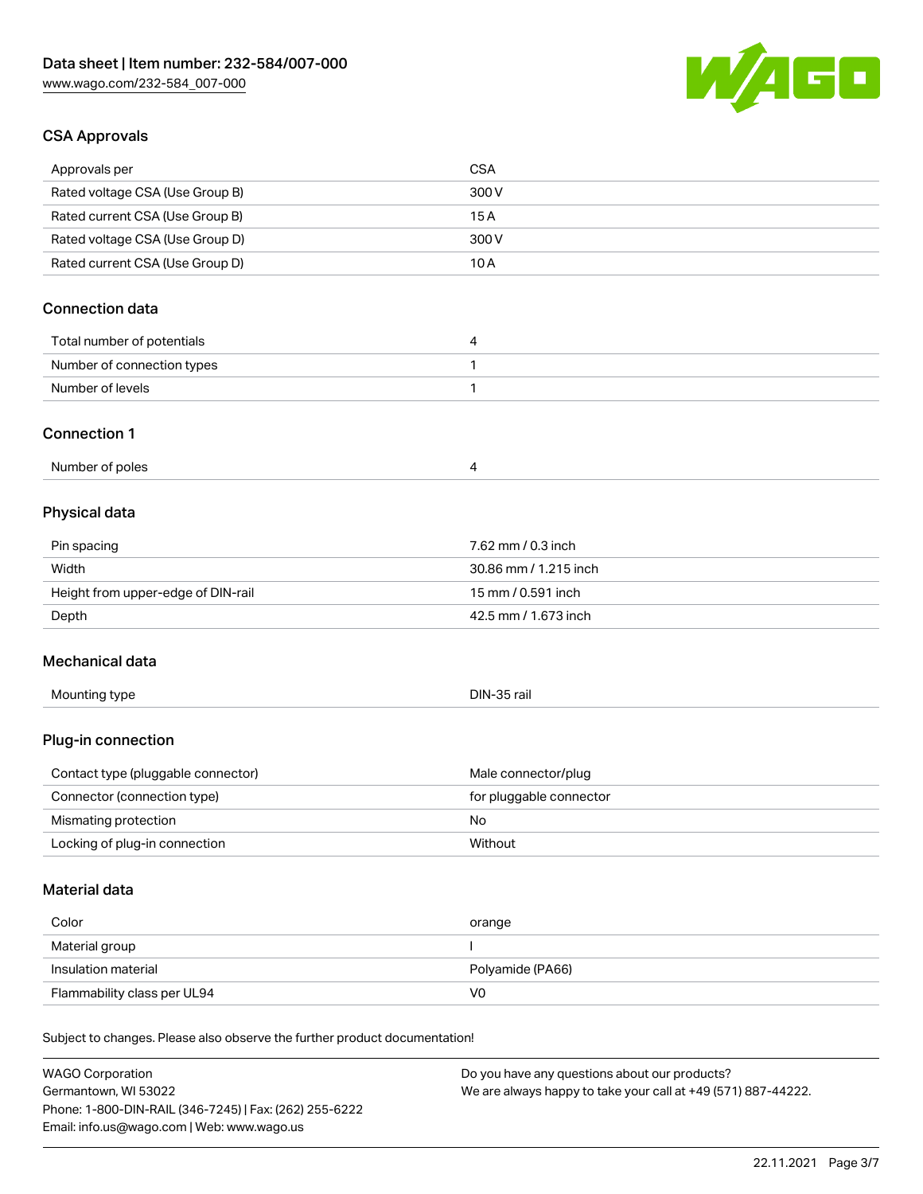## CSA Approvals

| Approvals per | CSA |
| --- | --- |
| Rated voltage CSA (Use Group B) | 300 V |
| Rated current CSA (Use Group B) | 15 A |
| Rated voltage CSA (Use Group D) | 300 V |
| Rated current CSA (Use Group D) | 10 A |

## Connection data

| Total number of potentials | 4 |
| --- | --- |
| Number of connection types | 1 |
| Number of levels | 1 |

## Connection 1

| Number of poles | 4 |
| --- | --- |

## Physical data

| Pin spacing | 7.62 mm / 0.3 inch |
| --- | --- |
| Width | 30.86 mm / 1.215 inch |
| Height from upper-edge of DIN-rail | 15 mm / 0.591 inch |
| Depth | 42.5 mm / 1.673 inch |

## Mechanical data

| Mounting type | DIN-35 rail |
| --- | --- |

## Plug-in connection

| Contact type (pluggable connector) | Male connector/plug |
| --- | --- |
| Connector (connection type) | for pluggable connector |
| Mismating protection | No |
| Locking of plug-in connection | Without |

## Material data

| Color | orange |
| --- | --- |
| Material group | I |
| Insulation material | Polyamide (PA66) |
| Flammability class per UL94 | V0 |

Subject to changes. Please also observe the further product documentation!

WAGO Corporation
Germantown, WI 53022
Phone: 1-800-DIN-RAIL (346-7245) | Fax: (262) 255-6222
Email: info.us@wago.com | Web: www.wago.us

Do you have any questions about our products?
We are always happy to take your call at +49 (571) 887-44222.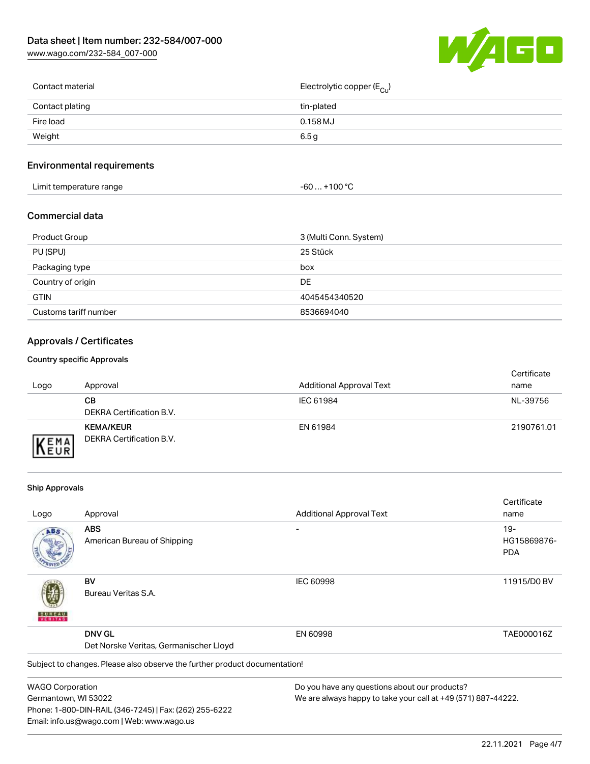| Contact material | Electrolytic copper ($E_{Cu}$) |
| --- | --- |
| Contact plating | tin-plated |
| Fire load | 0.158 MJ |
| Weight | 6.5 g |

## Environmental requirements

| Limit temperature range | -60 … +100 °C |
| --- | --- |

## Commercial data

| Product Group | 3 (Multi Conn. System) |
| --- | --- |
| PU (SPU) | 25 Stück |
| Packaging type | box |
| Country of origin | DE |
| GTIN | 4045454340520 |
| Customs tariff number | 8536694040 |

## Approvals / Certificates

### Country specific Approvals

| Logo | Approval | Additional Approval Text | Certificate name |
| --- | --- | --- | --- |
| | **CB**<br>DEKRA Certification B.V. | IEC 61984 | NL-39756 |
| | **KEMA/KEUR**<br>DEKRA Certification B.V. | EN 61984 | 2190761.01 |

### Ship Approvals

| Logo | Approval | Additional Approval Text | Certificate name |
| --- | --- | --- | --- |
| | **ABS**<br>American Bureau of Shipping | - | 19-HG15869876-PDA |
| | **BV**<br>Bureau Veritas S.A. | IEC 60998 | 11915/D0 BV |
| | **DNV GL**<br>Det Norske Veritas, Germanischer Lloyd | EN 60998 | TAE000016Z |

Subject to changes. Please also observe the further product documentation!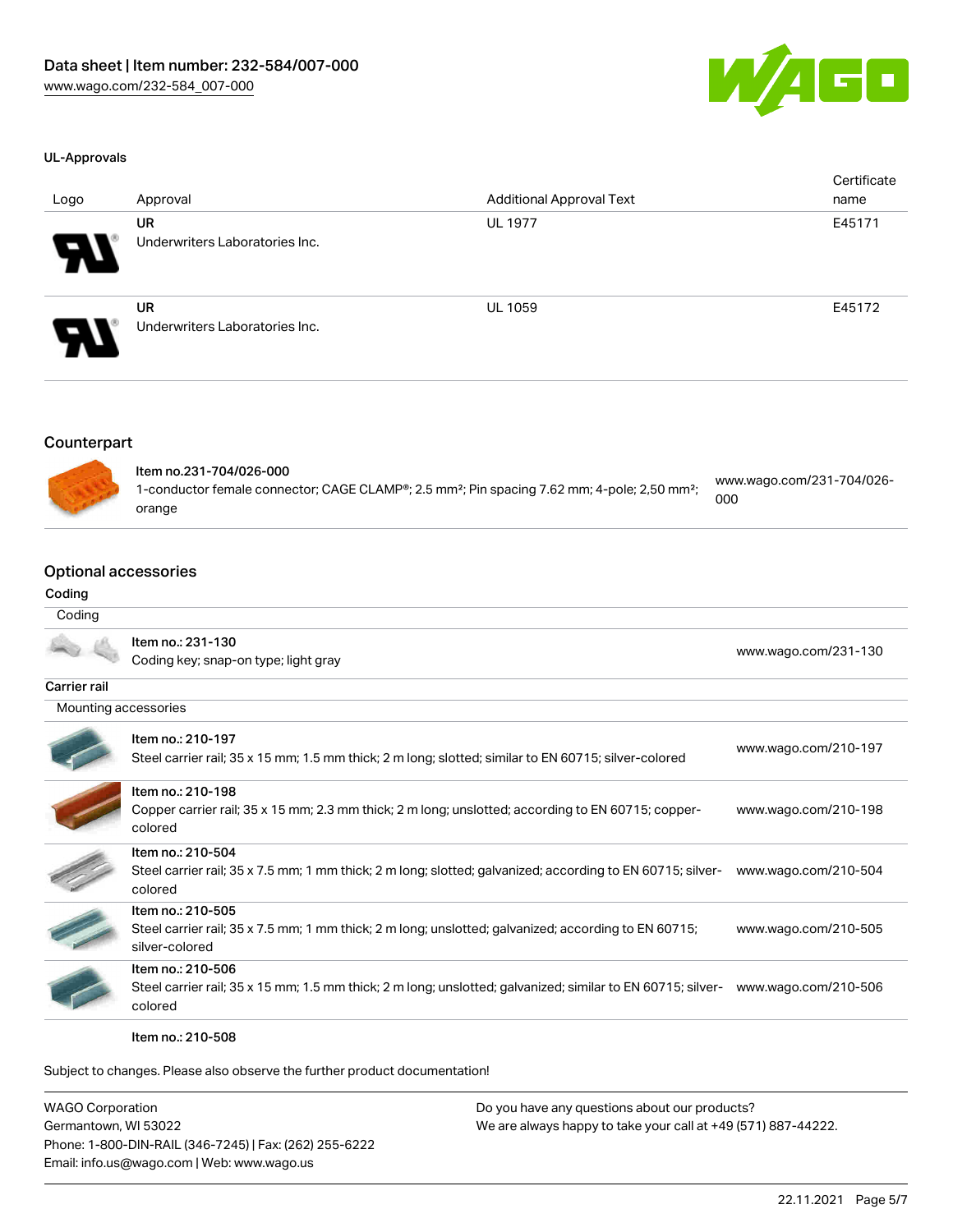### UL-Approvals

| Logo | Approval | Additional Approval Text | Certificate name |
|---|---|---|---|
| | **UR** Underwriters Laboratories Inc. | UL 1977 | E45171 |
| | **UR** Underwriters Laboratories Inc. | UL 1059 | E45172 |

## Counterpart

| | |
|---|---|
| **Item no.231-704/026-000** 1-conductor female connector; CAGE CLAMP®; 2.5 mm²; Pin spacing 7.62 mm; 4-pole; 2,50 mm²; orange | www.wago.com/231-704/026-000 |

## Optional accessories

### Coding

Coding

| | |
|---|---|
| Item no.: 231-130 Coding key; snap-on type; light gray | www.wago.com/231-130 |

### Carrier rail

Mounting accessories

| | |
|---|---|
| Item no.: 210-197 Steel carrier rail; 35 x 15 mm; 1.5 mm thick; 2 m long; slotted; similar to EN 60715; silver-colored | www.wago.com/210-197 |
| Item no.: 210-198 Copper carrier rail; 35 x 15 mm; 2.3 mm thick; 2 m long; unslotted; according to EN 60715; copper-colored | www.wago.com/210-198 |
| Item no.: 210-504 Steel carrier rail; 35 x 7.5 mm; 1 mm thick; 2 m long; slotted; galvanized; according to EN 60715; silver-colored | www.wago.com/210-504 |
| Item no.: 210-505 Steel carrier rail; 35 x 7.5 mm; 1 mm thick; 2 m long; unslotted; galvanized; according to EN 60715; silver-colored | www.wago.com/210-505 |
| Item no.: 210-506 Steel carrier rail; 35 x 15 mm; 1.5 mm thick; 2 m long; unslotted; galvanized; similar to EN 60715; silver-colored | www.wago.com/210-506 |
| Item no.: 210-508 | |

Subject to changes. Please also observe the further product documentation!

WAGO Corporation
Germantown, WI 53022
Phone: 1-800-DIN-RAIL (346-7245) | Fax: (262) 255-6222
Email: info.us@wago.com | Web: www.wago.us

Do you have any questions about our products?
We are always happy to take your call at +49 (571) 887-44222.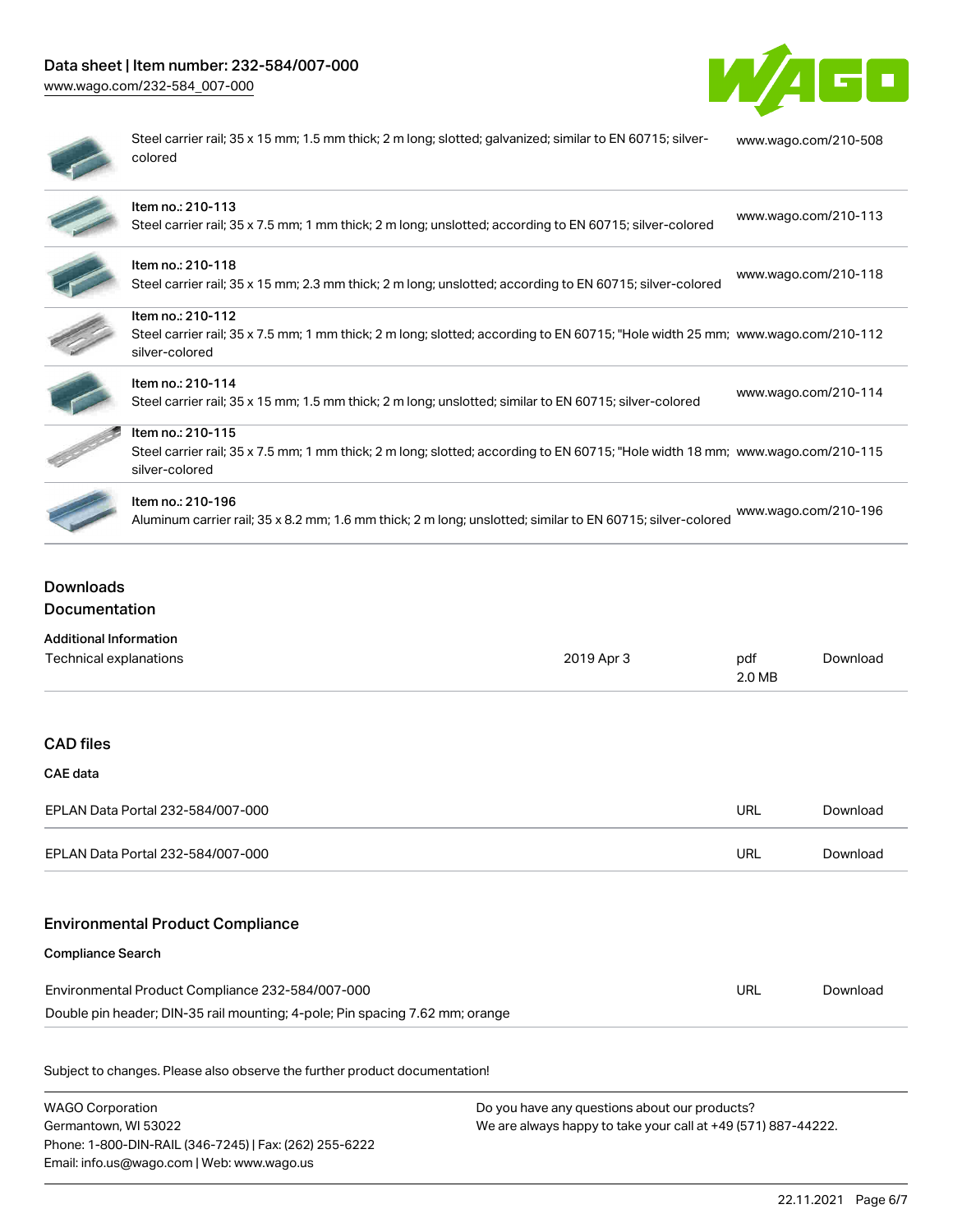| | |
|---|---|
| Steel carrier rail; 35 x 15 mm; 1.5 mm thick; 2 m long; slotted; galvanized; similar to EN 60715; silver-colored | www.wago.com/210-508 |
| Item no.: 210-113<br>Steel carrier rail; 35 x 7.5 mm; 1 mm thick; 2 m long; unslotted; according to EN 60715; silver-colored | www.wago.com/210-113 |
| Item no.: 210-118<br>Steel carrier rail; 35 x 15 mm; 2.3 mm thick; 2 m long; unslotted; according to EN 60715; silver-colored | www.wago.com/210-118 |
| Item no.: 210-112<br>Steel carrier rail; 35 x 7.5 mm; 1 mm thick; 2 m long; slotted; according to EN 60715; "Hole width 25 mm; silver-colored | www.wago.com/210-112 |
| Item no.: 210-114<br>Steel carrier rail; 35 x 15 mm; 1.5 mm thick; 2 m long; unslotted; similar to EN 60715; silver-colored | www.wago.com/210-114 |
| Item no.: 210-115<br>Steel carrier rail; 35 x 7.5 mm; 1 mm thick; 2 m long; slotted; according to EN 60715; "Hole width 18 mm; silver-colored | www.wago.com/210-115 |
| Item no.: 210-196<br>Aluminum carrier rail; 35 x 8.2 mm; 1.6 mm thick; 2 m long; unslotted; similar to EN 60715; silver-colored | www.wago.com/210-196 |

## Downloads

### Documentation

**Additional Information**

| | | | |
|---|---|---|---|
| Technical explanations | 2019 Apr 3 | pdf<br>2.0 MB | Download |

### CAD files

**CAE data**

| | | |
|---|---|---|
| EPLAN Data Portal 232-584/007-000 | URL | Download |
| EPLAN Data Portal 232-584/007-000 | URL | Download |

### Environmental Product Compliance

**Compliance Search**

| | | |
|---|---|---|
| Environmental Product Compliance 232-584/007-000<br>Double pin header; DIN-35 rail mounting; 4-pole; Pin spacing 7.62 mm; orange | URL | Download |

Subject to changes. Please also observe the further product documentation!

WAGO Corporation
Germantown, WI 53022
Phone: 1-800-DIN-RAIL (346-7245) | Fax: (262) 255-6222
Email: info.us@wago.com | Web: www.wago.us

Do you have any questions about our products?
We are always happy to take your call at +49 (571) 887-44222.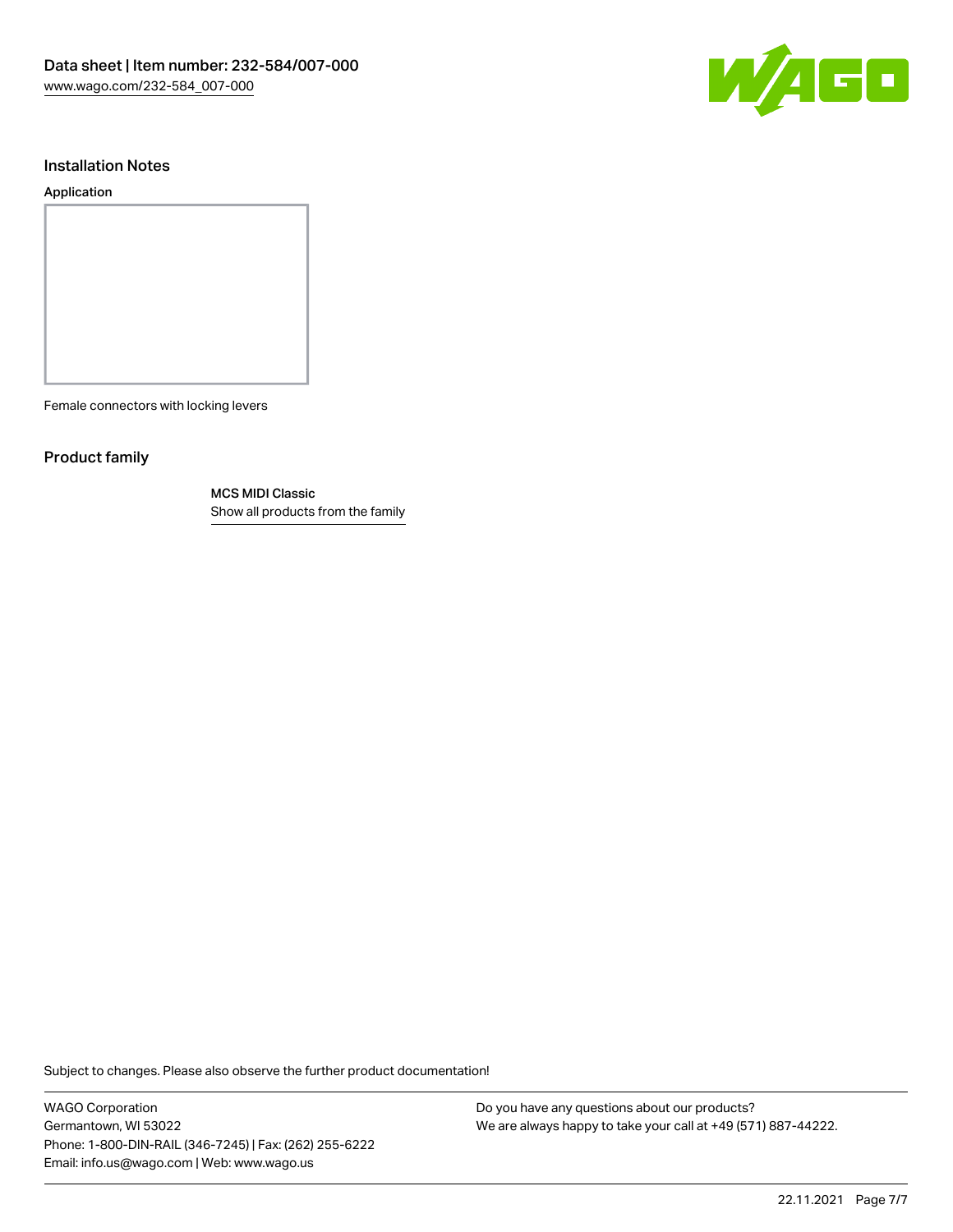## Installation Notes

### Application

Female connectors with locking levers

## Product family

**MCS MIDI Classic**
Show all products from the family

Subject to changes. Please also observe the further product documentation!

WAGO Corporation
Germantown, WI 53022
Phone: 1-800-DIN-RAIL (346-7245) | Fax: (262) 255-6222
Email: info.us@wago.com | Web: www.wago.us

Do you have any questions about our products?
We are always happy to take your call at +49 (571) 887-44222.